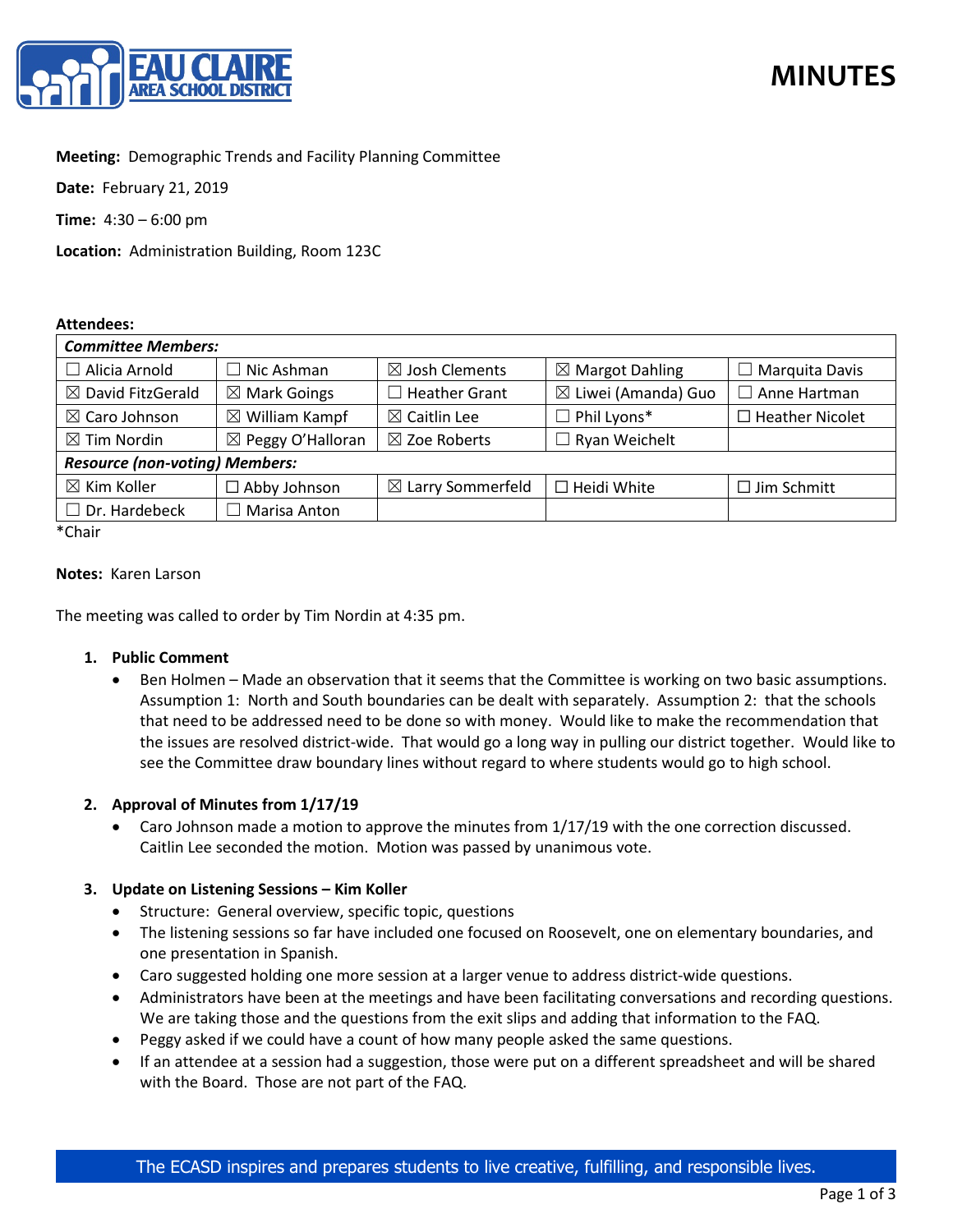# MINUTES

**Meeting:** Demographic Trends and Facility Planning Committee

**Date:** February 21, 2019

**Time:** 4:30 – 6:00 pm

**Location:** Administration Building, Room 123C

**Attendees:**

| *Committee Members:* | | | | |
|---|---|---|---|---|
| ☐ Alicia Arnold | ☐ Nic Ashman | ☒ Josh Clements | ☒ Margot Dahling | ☐ Marquita Davis |
| ☒ David FitzGerald | ☒ Mark Goings | ☐ Heather Grant | ☒ Liwei (Amanda) Guo | ☐ Anne Hartman |
| ☒ Caro Johnson | ☒ William Kampf | ☒ Caitlin Lee | ☐ Phil Lyons* | ☐ Heather Nicolet |
| ☒ Tim Nordin | ☒ Peggy O'Halloran | ☒ Zoe Roberts | ☐ Ryan Weichelt | |
| ***Resource (non-voting) Members:*** | | | | |
| ☒ Kim Koller | ☐ Abby Johnson | ☒ Larry Sommerfeld | ☐ Heidi White | ☐ Jim Schmitt |
| ☐ Dr. Hardebeck | ☐ Marisa Anton | | | |

*Chair

**Notes:** Karen Larson

The meeting was called to order by Tim Nordin at 4:35 pm.

1. **Public Comment**
   - Ben Holmen – Made an observation that it seems that the Committee is working on two basic assumptions. Assumption 1: North and South boundaries can be dealt with separately. Assumption 2: that the schools that need to be addressed need to be done so with money. Would like to make the recommendation that the issues are resolved district-wide. That would go a long way in pulling our district together. Would like to see the Committee draw boundary lines without regard to where students would go to high school.

2. **Approval of Minutes from 1/17/19**
   - Caro Johnson made a motion to approve the minutes from 1/17/19 with the one correction discussed. Caitlin Lee seconded the motion. Motion was passed by unanimous vote.

3. **Update on Listening Sessions – Kim Koller**
   - Structure: General overview, specific topic, questions
   - The listening sessions so far have included one focused on Roosevelt, one on elementary boundaries, and one presentation in Spanish.
   - Caro suggested holding one more session at a larger venue to address district-wide questions.
   - Administrators have been at the meetings and have been facilitating conversations and recording questions. We are taking those and the questions from the exit slips and adding that information to the FAQ.
   - Peggy asked if we could have a count of how many people asked the same questions.
   - If an attendee at a session had a suggestion, those were put on a different spreadsheet and will be shared with the Board. Those are not part of the FAQ.

The ECASD inspires and prepares students to live creative, fulfilling, and responsible lives.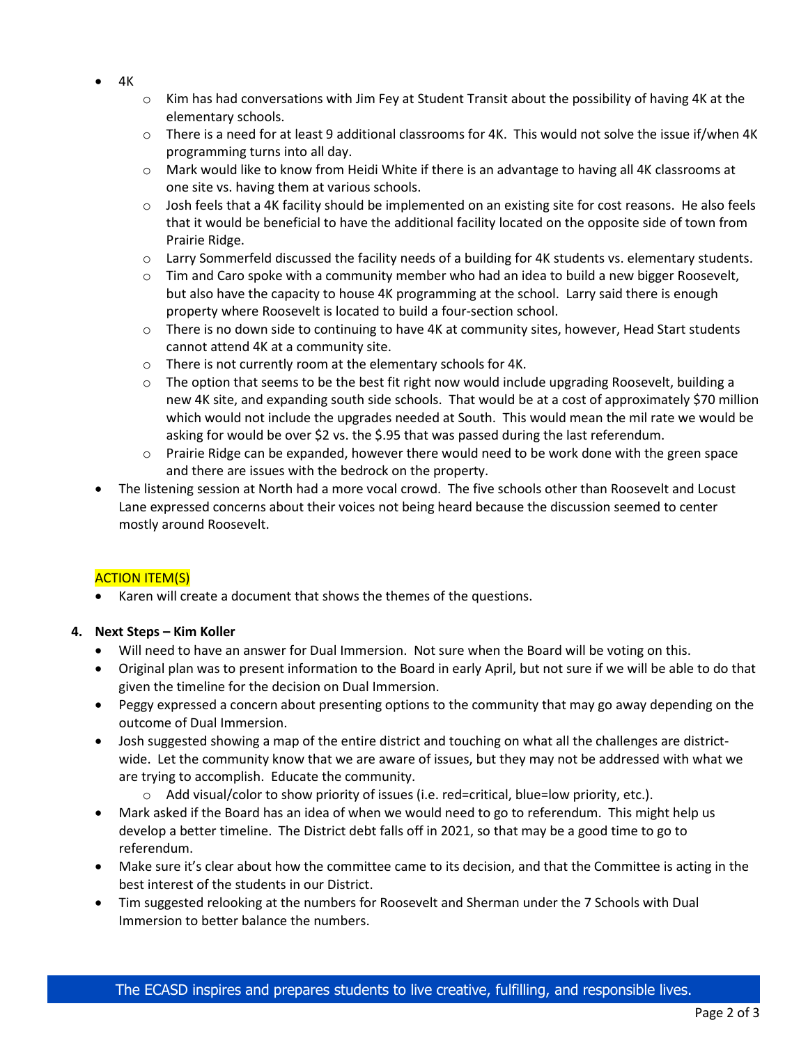- 4K
  - Kim has had conversations with Jim Fey at Student Transit about the possibility of having 4K at the elementary schools.
  - There is a need for at least 9 additional classrooms for 4K. This would not solve the issue if/when 4K programming turns into all day.
  - Mark would like to know from Heidi White if there is an advantage to having all 4K classrooms at one site vs. having them at various schools.
  - Josh feels that a 4K facility should be implemented on an existing site for cost reasons. He also feels that it would be beneficial to have the additional facility located on the opposite side of town from Prairie Ridge.
  - Larry Sommerfeld discussed the facility needs of a building for 4K students vs. elementary students.
  - Tim and Caro spoke with a community member who had an idea to build a new bigger Roosevelt, but also have the capacity to house 4K programming at the school. Larry said there is enough property where Roosevelt is located to build a four-section school.
  - There is no down side to continuing to have 4K at community sites, however, Head Start students cannot attend 4K at a community site.
  - There is not currently room at the elementary schools for 4K.
  - The option that seems to be the best fit right now would include upgrading Roosevelt, building a new 4K site, and expanding south side schools. That would be at a cost of approximately $70 million which would not include the upgrades needed at South. This would mean the mil rate we would be asking for would be over $2 vs. the $.95 that was passed during the last referendum.
  - Prairie Ridge can be expanded, however there would need to be work done with the green space and there are issues with the bedrock on the property.
- The listening session at North had a more vocal crowd. The five schools other than Roosevelt and Locust Lane expressed concerns about their voices not being heard because the discussion seemed to center mostly around Roosevelt.

ACTION ITEM(S)

- Karen will create a document that shows the themes of the questions.

**4. Next Steps – Kim Koller**

- Will need to have an answer for Dual Immersion. Not sure when the Board will be voting on this.
- Original plan was to present information to the Board in early April, but not sure if we will be able to do that given the timeline for the decision on Dual Immersion.
- Peggy expressed a concern about presenting options to the community that may go away depending on the outcome of Dual Immersion.
- Josh suggested showing a map of the entire district and touching on what all the challenges are district-wide. Let the community know that we are aware of issues, but they may not be addressed with what we are trying to accomplish. Educate the community.
  - Add visual/color to show priority of issues (i.e. red=critical, blue=low priority, etc.).
- Mark asked if the Board has an idea of when we would need to go to referendum. This might help us develop a better timeline. The District debt falls off in 2021, so that may be a good time to go to referendum.
- Make sure it's clear about how the committee came to its decision, and that the Committee is acting in the best interest of the students in our District.
- Tim suggested relooking at the numbers for Roosevelt and Sherman under the 7 Schools with Dual Immersion to better balance the numbers.

The ECASD inspires and prepares students to live creative, fulfilling, and responsible lives.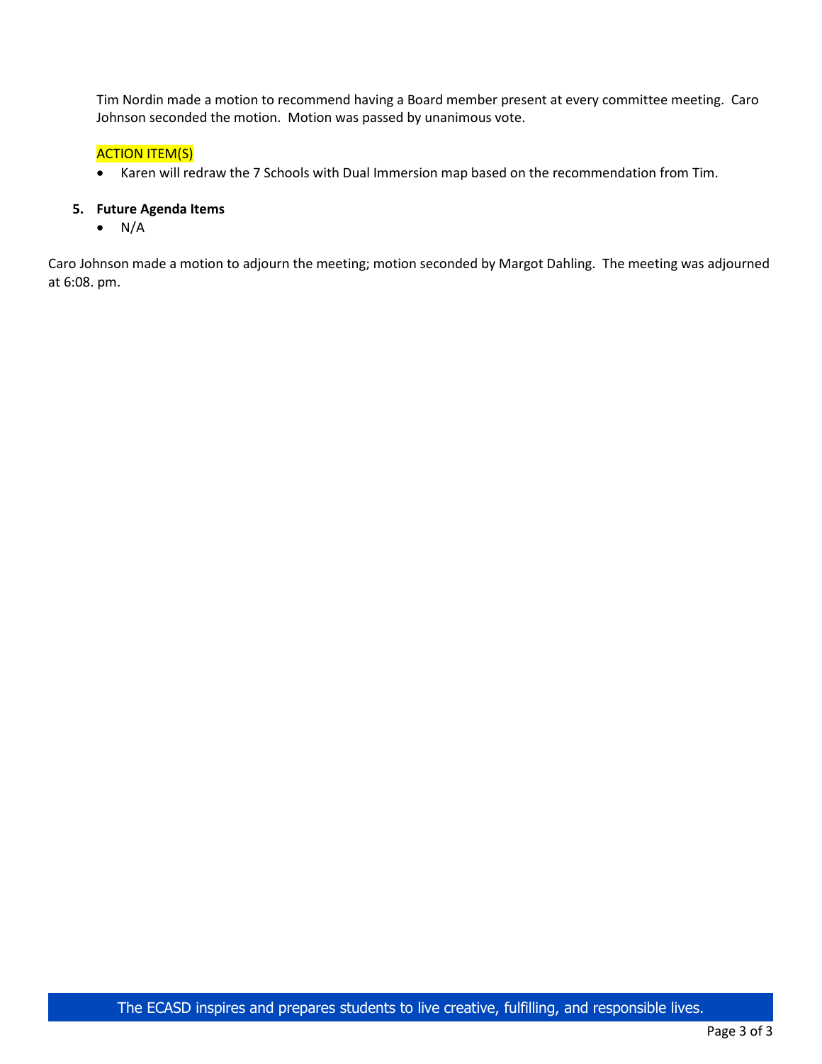Tim Nordin made a motion to recommend having a Board member present at every committee meeting. Caro Johnson seconded the motion. Motion was passed by unanimous vote.

ACTION ITEM(S)

- Karen will redraw the 7 Schools with Dual Immersion map based on the recommendation from Tim.

**5. Future Agenda Items**

- N/A

Caro Johnson made a motion to adjourn the meeting; motion seconded by Margot Dahling. The meeting was adjourned at 6:08. pm.

The ECASD inspires and prepares students to live creative, fulfilling, and responsible lives.